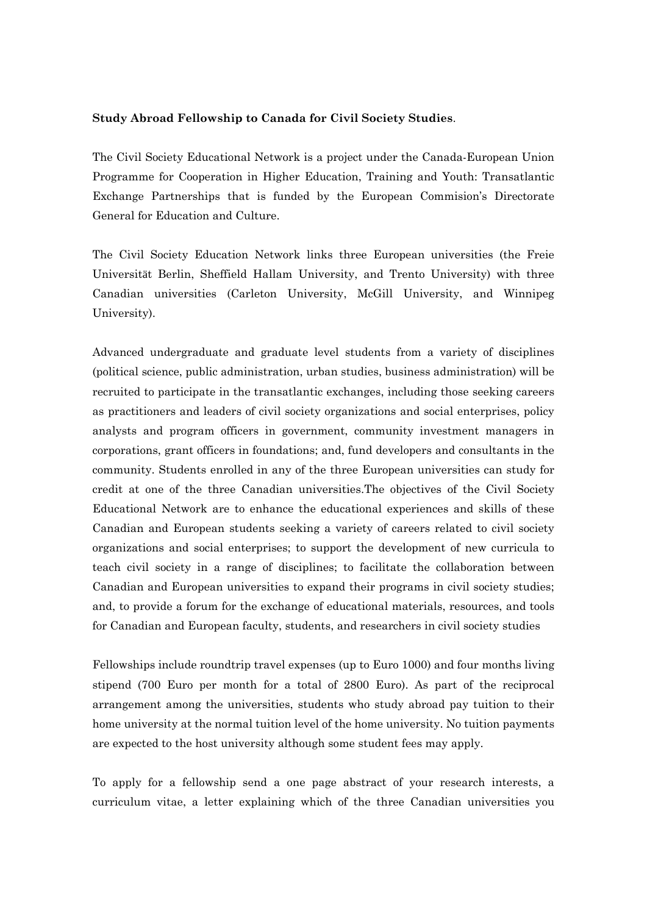**Study Abroad Fellowship to Canada for Civil Society Studies**.

The Civil Society Educational Network is a project under the Canada-European Union Programme for Cooperation in Higher Education, Training and Youth: Transatlantic Exchange Partnerships that is funded by the European Commision's Directorate General for Education and Culture.

The Civil Society Education Network links three European universities (the Freie Universität Berlin, Sheffield Hallam University, and Trento University) with three Canadian universities (Carleton University, McGill University, and Winnipeg University).

Advanced undergraduate and graduate level students from a variety of disciplines (political science, public administration, urban studies, business administration) will be recruited to participate in the transatlantic exchanges, including those seeking careers as practitioners and leaders of civil society organizations and social enterprises, policy analysts and program officers in government, community investment managers in corporations, grant officers in foundations; and, fund developers and consultants in the community. Students enrolled in any of the three European universities can study for credit at one of the three Canadian universities.The objectives of the Civil Society Educational Network are to enhance the educational experiences and skills of these Canadian and European students seeking a variety of careers related to civil society organizations and social enterprises; to support the development of new curricula to teach civil society in a range of disciplines; to facilitate the collaboration between Canadian and European universities to expand their programs in civil society studies; and, to provide a forum for the exchange of educational materials, resources, and tools for Canadian and European faculty, students, and researchers in civil society studies

Fellowships include roundtrip travel expenses (up to Euro 1000) and four months living stipend (700 Euro per month for a total of 2800 Euro). As part of the reciprocal arrangement among the universities, students who study abroad pay tuition to their home university at the normal tuition level of the home university. No tuition payments are expected to the host university although some student fees may apply.

To apply for a fellowship send a one page abstract of your research interests, a curriculum vitae, a letter explaining which of the three Canadian universities you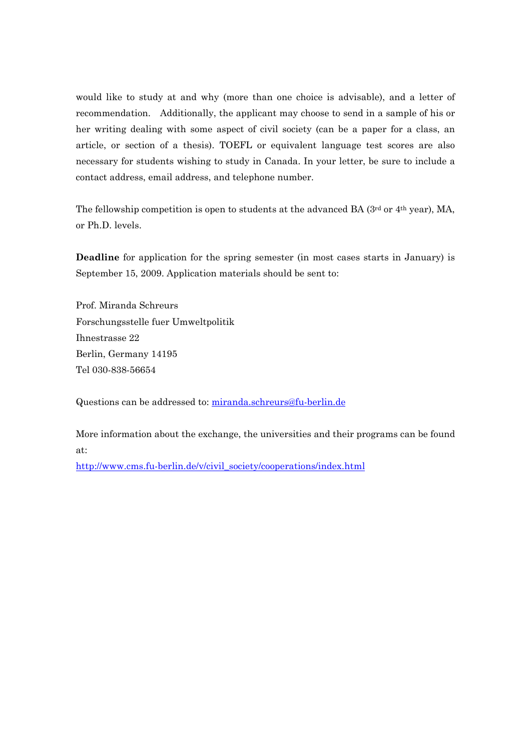would like to study at and why (more than one choice is advisable), and a letter of recommendation. Additionally, the applicant may choose to send in a sample of his or her writing dealing with some aspect of civil society (can be a paper for a class, an article, or section of a thesis). TOEFL or equivalent language test scores are also necessary for students wishing to study in Canada. In your letter, be sure to include a contact address, email address, and telephone number.

The fellowship competition is open to students at the advanced BA (3rd or 4th year), MA, or Ph.D. levels.

**Deadline** for application for the spring semester (in most cases starts in January) is September 15, 2009. Application materials should be sent to:

Prof. Miranda Schreurs  
Forschungsstelle fuer Umweltpolitik  
Ihnestrasse 22  
Berlin, Germany 14195  
Tel 030-838-56654

Questions can be addressed to: [miranda.schreurs@fu-berlin.de](mailto:miranda.schreurs@fu-berlin.de)

More information about the exchange, the universities and their programs can be found at:  
[http://www.cms.fu-berlin.de/v/civil_society/cooperations/index.html](http://www.cms.fu-berlin.de/v/civil_society/cooperations/index.html)